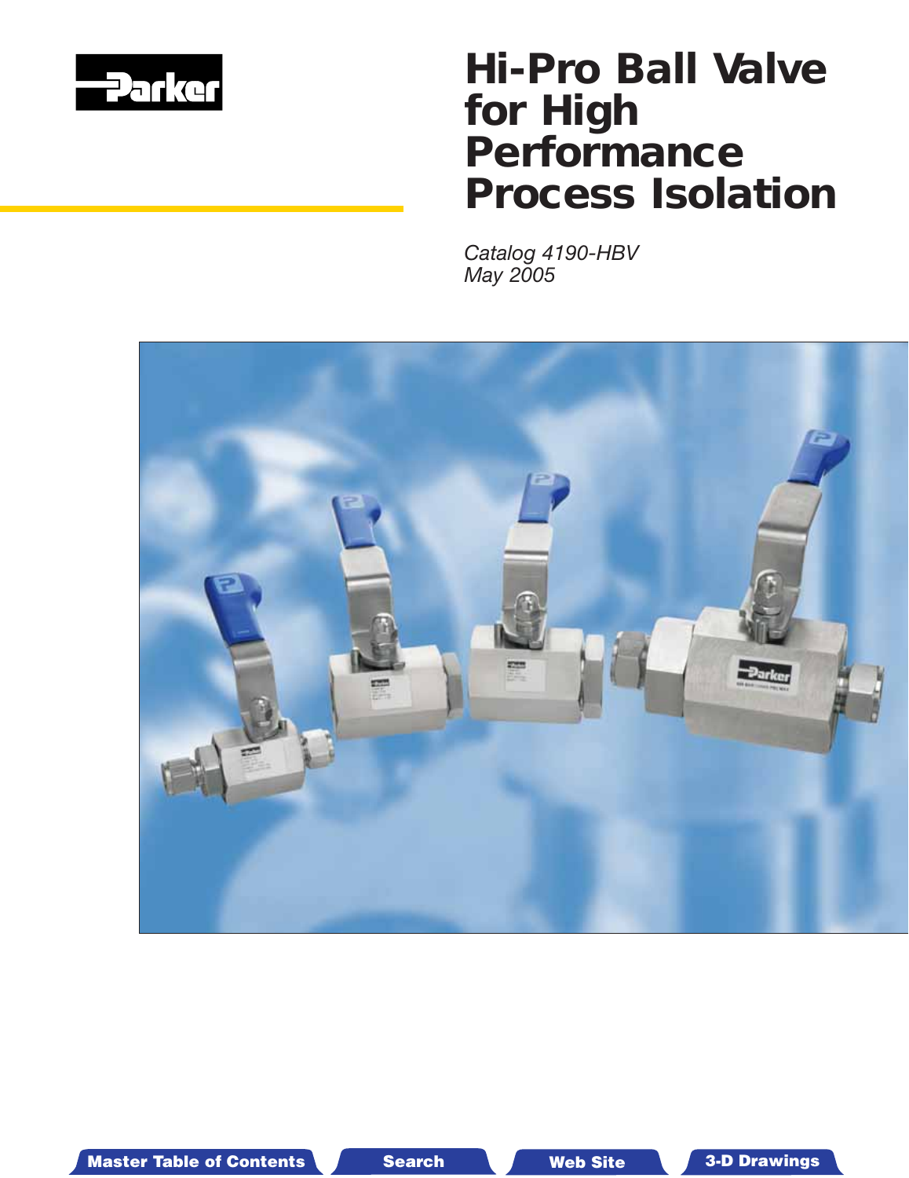Parker

# Hi-Pro Ball Valve for High Performance Process Isolation

*Catalog 4190-HBV*
*May 2005*

Master Table of Contents | Search | Web Site | 3-D Drawings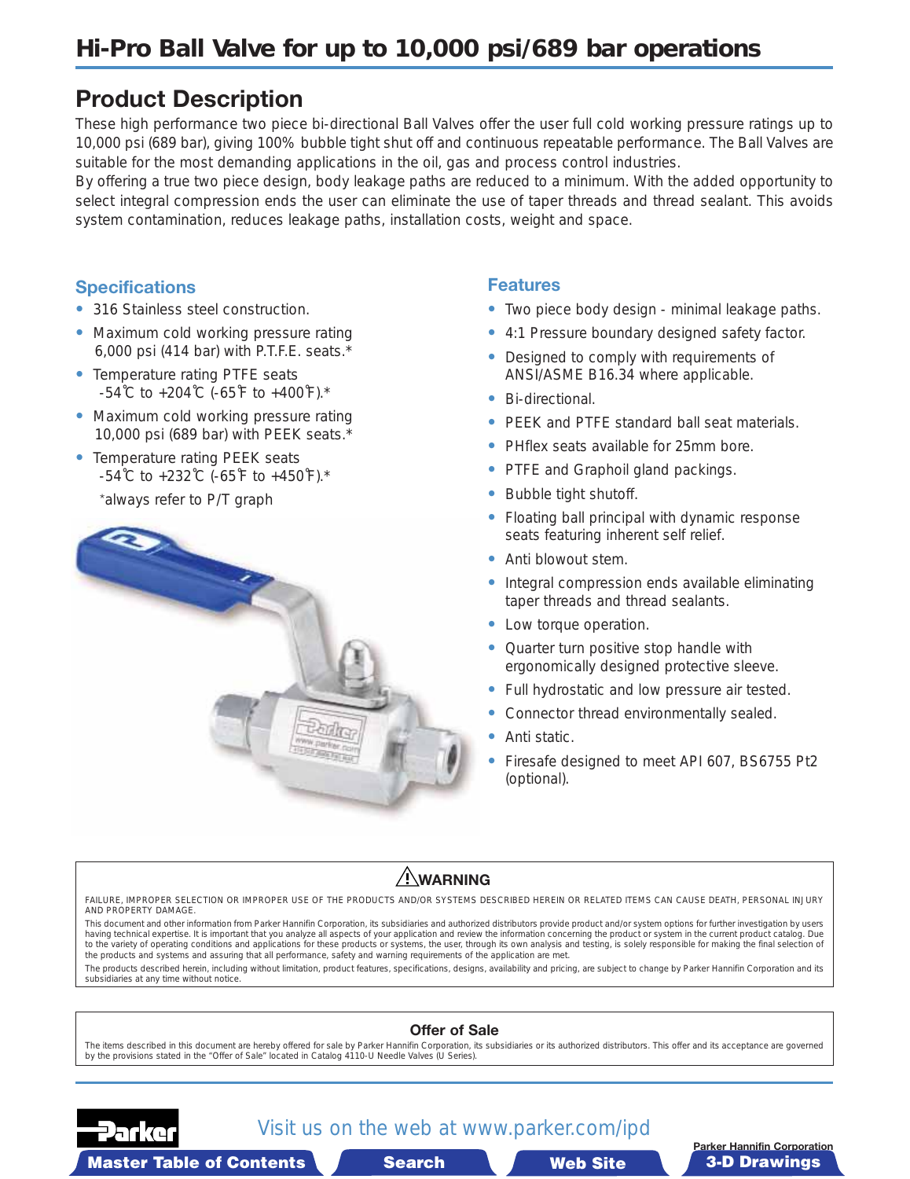# Hi-Pro Ball Valve for up to 10,000 psi/689 bar operations

## Product Description

These high performance two piece bi-directional Ball Valves offer the user full cold working pressure ratings up to 10,000 psi (689 bar), giving 100% bubble tight shut off and continuous repeatable performance. The Ball Valves are suitable for the most demanding applications in the oil, gas and process control industries.

By offering a true two piece design, body leakage paths are reduced to a minimum. With the added opportunity to select integral compression ends the user can eliminate the use of taper threads and thread sealant. This avoids system contamination, reduces leakage paths, installation costs, weight and space.

### Specifications

- 316 Stainless steel construction.
- Maximum cold working pressure rating 6,000 psi (414 bar) with P.T.F.E. seats.*
- Temperature rating PTFE seats -54°C to +204°C (-65°F to +400°F).*
- Maximum cold working pressure rating 10,000 psi (689 bar) with PEEK seats.*
- Temperature rating PEEK seats -54°C to +232°C (-65°F to +450°F).*

*always refer to P/T graph

### Features

- Two piece body design - minimal leakage paths.
- 4:1 Pressure boundary designed safety factor.
- Designed to comply with requirements of ANSI/ASME B16.34 where applicable.
- Bi-directional.
- PEEK and PTFE standard ball seat materials.
- PHflex seats available for 25mm bore.
- PTFE and Graphoil gland packings.
- Bubble tight shutoff.
- Floating ball principal with dynamic response seats featuring inherent self relief.
- Anti blowout stem.
- Integral compression ends available eliminating taper threads and thread sealants.
- Low torque operation.
- Quarter turn positive stop handle with ergonomically designed protective sleeve.
- Full hydrostatic and low pressure air tested.
- Connector thread environmentally sealed.
- Anti static.
- Firesafe designed to meet API 607, BS6755 Pt2 (optional).

**⚠WARNING**

FAILURE, IMPROPER SELECTION OR IMPROPER USE OF THE PRODUCTS AND/OR SYSTEMS DESCRIBED HEREIN OR RELATED ITEMS CAN CAUSE DEATH, PERSONAL INJURY AND PROPERTY DAMAGE.

This document and other information from Parker Hannifin Corporation, its subsidiaries and authorized distributors provide product and/or system options for further investigation by users having technical expertise. It is important that you analyze all aspects of your application and review the information concerning the product or system in the current product catalog. Due to the variety of operating conditions and applications for these products or systems, the user, through its own analysis and testing, is solely responsible for making the final selection of the products and systems and assuring that all performance, safety and warning requirements of the application are met.

The products described herein, including without limitation, product features, specifications, designs, availability and pricing, are subject to change by Parker Hannifin Corporation and its subsidiaries at any time without notice.

**Offer of Sale**

The items described in this document are hereby offered for sale by Parker Hannifin Corporation, its subsidiaries or its authorized distributors. This offer and its acceptance are governed by the provisions stated in the "Offer of Sale" located in Catalog 4110-U Needle Valves (U Series).

Visit us on the web at www.parker.com/ipd

Parker Hannifin Corporation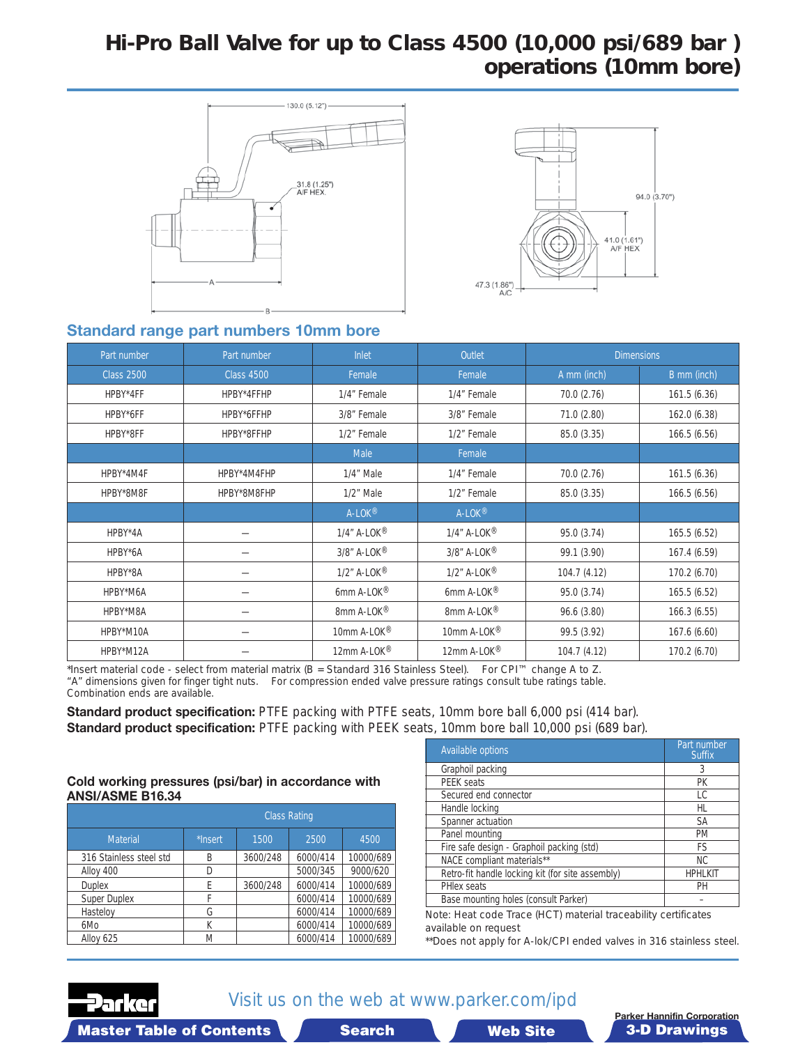# Hi-Pro Ball Valve for up to Class 4500 (10,000 psi/689 bar) operations (10mm bore)

130.0 (5.12")

31.8 (1.25") A/F HEX.

94.0 (3.70")

41.0 (1.61") A/F HEX

47.3 (1.86") A/C

## Standard range part numbers 10mm bore

| Part number | Part number | Inlet | Outlet | Dimensions | |
|---|---|---|---|---|---|
| Class 2500 | Class 4500 | Female | Female | A mm (inch) | B mm (inch) |
| HPBY*4FF | HPBY*4FFHP | 1/4" Female | 1/4" Female | 70.0 (2.76) | 161.5 (6.36) |
| HPBY*6FF | HPBY*6FFHP | 3/8" Female | 3/8" Female | 71.0 (2.80) | 162.0 (6.38) |
| HPBY*8FF | HPBY*8FFHP | 1/2" Female | 1/2" Female | 85.0 (3.35) | 166.5 (6.56) |
| | | Male | Female | | |
| HPBY*4M4F | HPBY*4M4FHP | 1/4" Male | 1/4" Female | 70.0 (2.76) | 161.5 (6.36) |
| HPBY*8M8F | HPBY*8M8FHP | 1/2" Male | 1/2" Female | 85.0 (3.35) | 166.5 (6.56) |
| | | A-LOK® | A-LOK® | | |
| HPBY*4A | – | 1/4" A-LOK® | 1/4" A-LOK® | 95.0 (3.74) | 165.5 (6.52) |
| HPBY*6A | – | 3/8" A-LOK® | 3/8" A-LOK® | 99.1 (3.90) | 167.4 (6.59) |
| HPBY*8A | – | 1/2" A-LOK® | 1/2" A-LOK® | 104.7 (4.12) | 170.2 (6.70) |
| HPBY*M6A | – | 6mm A-LOK® | 6mm A-LOK® | 95.0 (3.74) | 165.5 (6.52) |
| HPBY*M8A | – | 8mm A-LOK® | 8mm A-LOK® | 96.6 (3.80) | 166.3 (6.55) |
| HPBY*M10A | – | 10mm A-LOK® | 10mm A-LOK® | 99.5 (3.92) | 167.6 (6.60) |
| HPBY*M12A | – | 12mm A-LOK® | 12mm A-LOK® | 104.7 (4.12) | 170.2 (6.70) |

*Insert material code - select from material matrix (B = Standard 316 Stainless Steel). For CPI™ change A to Z.
"A" dimensions given for finger tight nuts. For compression ended valve pressure ratings consult tube ratings table.
Combination ends are available.

**Standard product specification:** PTFE packing with PTFE seats, 10mm bore ball 6,000 psi (414 bar).
**Standard product specification:** PTFE packing with PEEK seats, 10mm bore ball 10,000 psi (689 bar).

### Cold working pressures (psi/bar) in accordance with ANSI/ASME B16.34

| Material | *Insert | Class Rating 1500 | 2500 | 4500 |
|---|---|---|---|---|
| 316 Stainless steel std | B | 3600/248 | 6000/414 | 10000/689 |
| Alloy 400 | D | | 5000/345 | 9000/620 |
| Duplex | E | 3600/248 | 6000/414 | 10000/689 |
| Super Duplex | F | | 6000/414 | 10000/689 |
| Hasteloy | G | | 6000/414 | 10000/689 |
| 6Mo | K | | 6000/414 | 10000/689 |
| Alloy 625 | M | | 6000/414 | 10000/689 |

| Available options | Part number Suffix |
|---|---|
| Graphoil packing | 3 |
| PEEK seats | PK |
| Secured end connector | LC |
| Handle locking | HL |
| Spanner actuation | SA |
| Panel mounting | PM |
| Fire safe design - Graphoil packing (std) | FS |
| NACE compliant materials** | NC |
| Retro-fit handle locking kit (for site assembly) | HPHLKIT |
| PHlex seats | PH |
| Base mounting holes (consult Parker) | – |

Note: Heat code Trace (HCT) material traceability certificates available on request

**Does not apply for A-lok/CPI ended valves in 316 stainless steel.

Visit us on the web at www.parker.com/ipd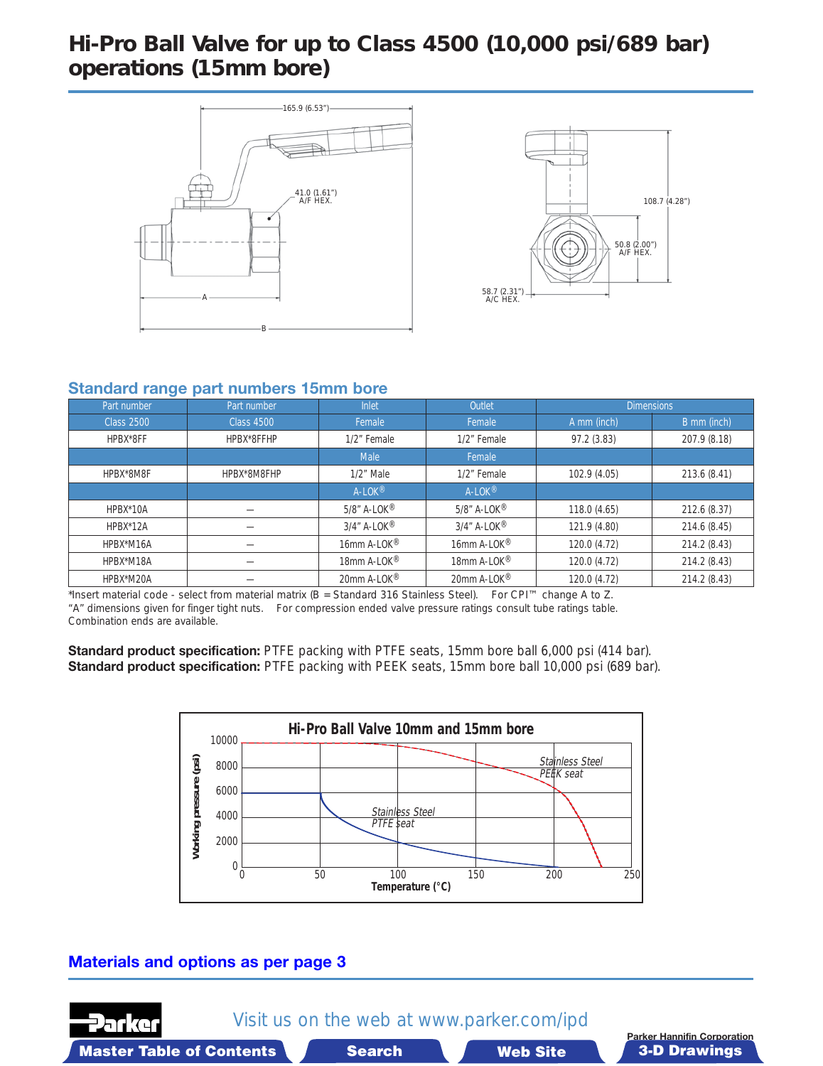# Hi-Pro Ball Valve for up to Class 4500 (10,000 psi/689 bar) operations (15mm bore)

## Standard range part numbers 15mm bore

| Part number | Part number | Inlet | Outlet | Dimensions | |
|---|---|---|---|---|---|
| Class 2500 | Class 4500 | Female | Female | A mm (inch) | B mm (inch) |
| HPBX*8FF | HPBX*8FFHP | 1/2" Female | 1/2" Female | 97.2 (3.83) | 207.9 (8.18) |
| | | Male | Female | | |
| HPBX*8M8F | HPBX*8M8FHP | 1/2" Male | 1/2" Female | 102.9 (4.05) | 213.6 (8.41) |
| | | A-LOK® | A-LOK® | | |
| HPBX*10A | – | 5/8" A-LOK® | 5/8" A-LOK® | 118.0 (4.65) | 212.6 (8.37) |
| HPBX*12A | – | 3/4" A-LOK® | 3/4" A-LOK® | 121.9 (4.80) | 214.6 (8.45) |
| HPBX*M16A | – | 16mm A-LOK® | 16mm A-LOK® | 120.0 (4.72) | 214.2 (8.43) |
| HPBX*M18A | – | 18mm A-LOK® | 18mm A-LOK® | 120.0 (4.72) | 214.2 (8.43) |
| HPBX*M20A | – | 20mm A-LOK® | 20mm A-LOK® | 120.0 (4.72) | 214.2 (8.43) |

*Insert material code - select from material matrix (B = Standard 316 Stainless Steel). For CPI™ change A to Z.
"A" dimensions given for finger tight nuts. For compression ended valve pressure ratings consult tube ratings table.
Combination ends are available.

**Standard product specification:** PTFE packing with PTFE seats, 15mm bore ball 6,000 psi (414 bar).
**Standard product specification:** PTFE packing with PEEK seats, 15mm bore ball 10,000 psi (689 bar).

## Materials and options as per page 3

Visit us on the web at www.parker.com/ipd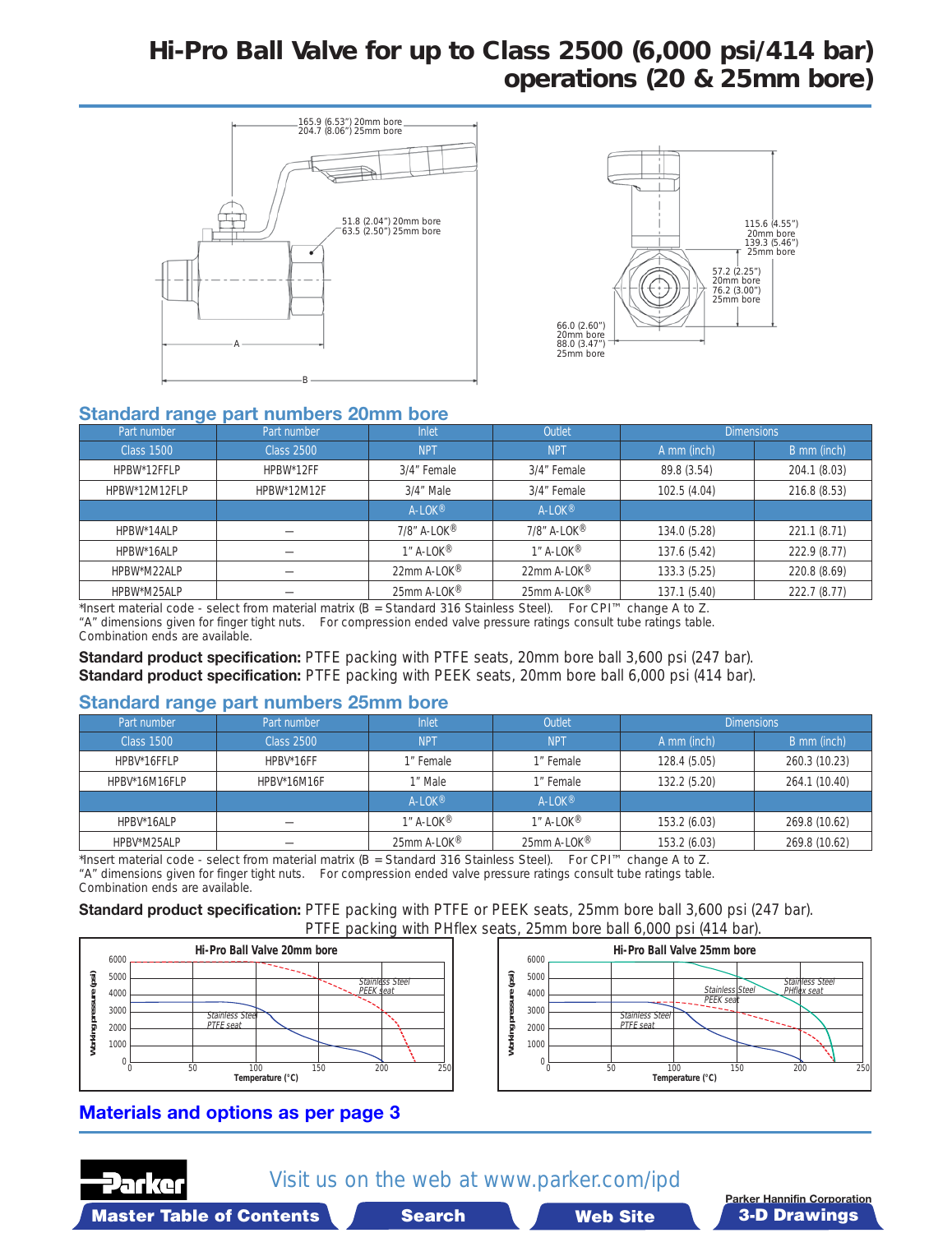# Hi-Pro Ball Valve for up to Class 2500 (6,000 psi/414 bar) operations (20 & 25mm bore)

165.9 (6.53") 20mm bore
204.7 (8.06") 25mm bore

51.8 (2.04") 20mm bore
63.5 (2.50") 25mm bore

A

B

115.6 (4.55") 20mm bore
139.3 (5.46") 25mm bore

57.2 (2.25") 20mm bore
76.2 (3.00") 25mm bore

66.0 (2.60") 20mm bore
88.0 (3.47") 25mm bore

## Standard range part numbers 20mm bore

| Part number | Part number | Inlet | Outlet | Dimensions | |
|---|---|---|---|---|---|
| Class 1500 | Class 2500 | NPT | NPT | A mm (inch) | B mm (inch) |
| HPBW*12FFLP | HPBW*12FF | 3/4" Female | 3/4" Female | 89.8 (3.54) | 204.1 (8.03) |
| HPBW*12M12FLP | HPBW*12M12F | 3/4" Male | 3/4" Female | 102.5 (4.04) | 216.8 (8.53) |
| | | A-LOK® | A-LOK® | | |
| HPBW*14ALP | — | 7/8" A-LOK® | 7/8" A-LOK® | 134.0 (5.28) | 221.1 (8.71) |
| HPBW*16ALP | — | 1" A-LOK® | 1" A-LOK® | 137.6 (5.42) | 222.9 (8.77) |
| HPBW*M22ALP | — | 22mm A-LOK® | 22mm A-LOK® | 133.3 (5.25) | 220.8 (8.69) |
| HPBW*M25ALP | — | 25mm A-LOK® | 25mm A-LOK® | 137.1 (5.40) | 222.7 (8.77) |

*Insert material code - select from material matrix (B = Standard 316 Stainless Steel). For CPI™ change A to Z.
"A" dimensions given for finger tight nuts. For compression ended valve pressure ratings consult tube ratings table.
Combination ends are available.

**Standard product specification:** PTFE packing with PTFE seats, 20mm bore ball 3,600 psi (247 bar).
**Standard product specification:** PTFE packing with PEEK seats, 20mm bore ball 6,000 psi (414 bar).

## Standard range part numbers 25mm bore

| Part number | Part number | Inlet | Outlet | Dimensions | |
|---|---|---|---|---|---|
| Class 1500 | Class 2500 | NPT | NPT | A mm (inch) | B mm (inch) |
| HPBV*16FFLP | HPBV*16FF | 1" Female | 1" Female | 128.4 (5.05) | 260.3 (10.23) |
| HPBV*16M16FLP | HPBV*16M16F | 1" Male | 1" Female | 132.2 (5.20) | 264.1 (10.40) |
| | | A-LOK® | A-LOK® | | |
| HPBV*16ALP | — | 1" A-LOK® | 1" A-LOK® | 153.2 (6.03) | 269.8 (10.62) |
| HPBV*M25ALP | — | 25mm A-LOK® | 25mm A-LOK® | 153.2 (6.03) | 269.8 (10.62) |

*Insert material code - select from material matrix (B = Standard 316 Stainless Steel). For CPI™ change A to Z.
"A" dimensions given for finger tight nuts. For compression ended valve pressure ratings consult tube ratings table.
Combination ends are available.

**Standard product specification:** PTFE packing with PTFE or PEEK seats, 25mm bore ball 3,600 psi (247 bar).
PTFE packing with PHflex seats, 25mm bore ball 6,000 psi (414 bar).

**Hi-Pro Ball Valve 20mm bore**
Working pressure (psi) vs Temperature (°C) — curves: Stainless Steel PEEK seat; Stainless Steel PTFE seat

**Hi-Pro Ball Valve 25mm bore**
Working pressure (psi) vs Temperature (°C) — curves: Stainless Steel PHflex seat; Stainless Steel PEEK seat; Stainless Steel PTFE seat

## Materials and options as per page 3

Visit us on the web at www.parker.com/ipd

Parker Hannifin Corporation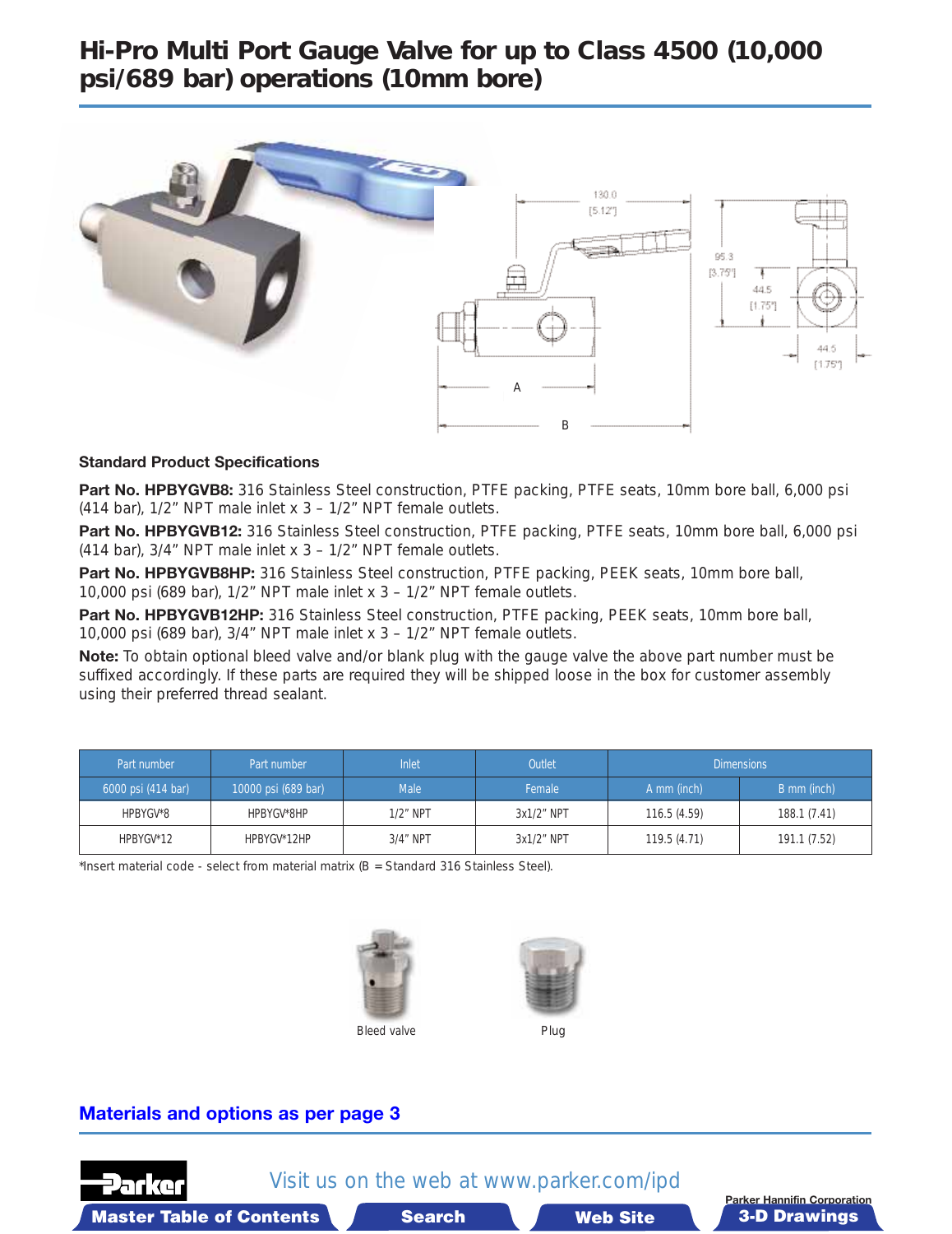# Hi-Pro Multi Port Gauge Valve for up to Class 4500 (10,000 psi/689 bar) operations (10mm bore)

### Standard Product Specifications

**Part No. HPBYGVB8:** 316 Stainless Steel construction, PTFE packing, PTFE seats, 10mm bore ball, 6,000 psi (414 bar), 1/2" NPT male inlet x 3 – 1/2" NPT female outlets.

**Part No. HPBYGVB12:** 316 Stainless Steel construction, PTFE packing, PTFE seats, 10mm bore ball, 6,000 psi (414 bar), 3/4" NPT male inlet x 3 – 1/2" NPT female outlets.

**Part No. HPBYGVB8HP:** 316 Stainless Steel construction, PTFE packing, PEEK seats, 10mm bore ball, 10,000 psi (689 bar), 1/2" NPT male inlet x 3 – 1/2" NPT female outlets.

**Part No. HPBYGVB12HP:** 316 Stainless Steel construction, PTFE packing, PEEK seats, 10mm bore ball, 10,000 psi (689 bar), 3/4" NPT male inlet x 3 – 1/2" NPT female outlets.

**Note:** To obtain optional bleed valve and/or blank plug with the gauge valve the above part number must be suffixed accordingly. If these parts are required they will be shipped loose in the box for customer assembly using their preferred thread sealant.

| Part number | Part number | Inlet | Outlet | Dimensions | |
|---|---|---|---|---|---|
| 6000 psi (414 bar) | 10000 psi (689 bar) | Male | Female | A mm (inch) | B mm (inch) |
| HPBYGV*8 | HPBYGV*8HP | 1/2" NPT | 3x1/2" NPT | 116.5 (4.59) | 188.1 (7.41) |
| HPBYGV*12 | HPBYGV*12HP | 3/4" NPT | 3x1/2" NPT | 119.5 (4.71) | 191.1 (7.52) |

*Insert material code - select from material matrix (B = Standard 316 Stainless Steel).

Bleed valve

Plug

## Materials and options as per page 3

Visit us on the web at www.parker.com/ipd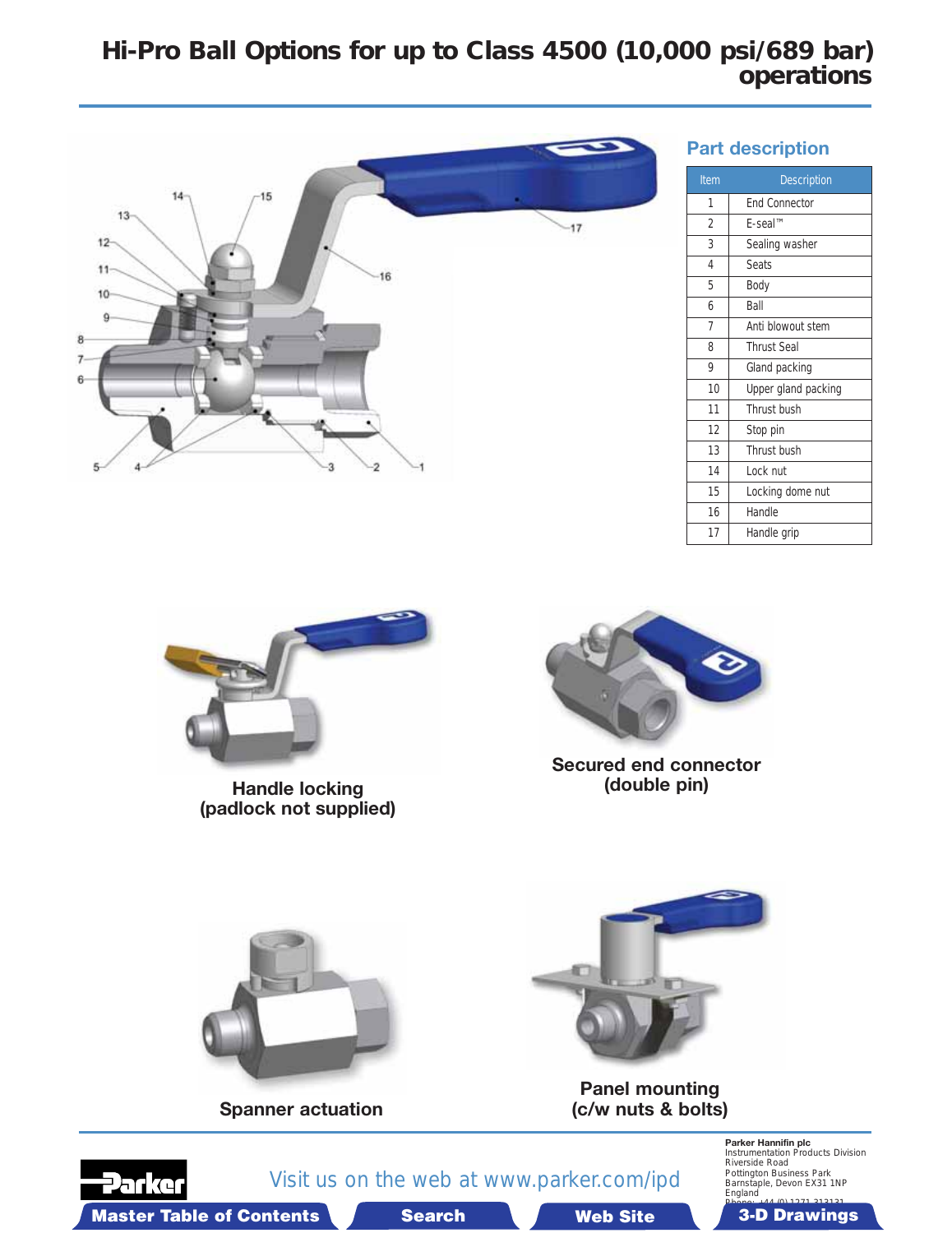# Hi-Pro Ball Options for up to Class 4500 (10,000 psi/689 bar) operations

## Part description

| Item | Description |
|---|---|
| 1 | End Connector |
| 2 | E-seal™ |
| 3 | Sealing washer |
| 4 | Seats |
| 5 | Body |
| 6 | Ball |
| 7 | Anti blowout stem |
| 8 | Thrust Seal |
| 9 | Gland packing |
| 10 | Upper gland packing |
| 11 | Thrust bush |
| 12 | Stop pin |
| 13 | Thrust bush |
| 14 | Lock nut |
| 15 | Locking dome nut |
| 16 | Handle |
| 17 | Handle grip |

**Handle locking (padlock not supplied)**

**Secured end connector (double pin)**

**Spanner actuation**

**Panel mounting (c/w nuts & bolts)**

Visit us on the web at www.parker.com/ipd

**Parker Hannifin plc**
Instrumentation Products Division
Riverside Road
Pottington Business Park
Barnstaple, Devon EX31 1NP
England
Phone: +44 (0) 1271 313131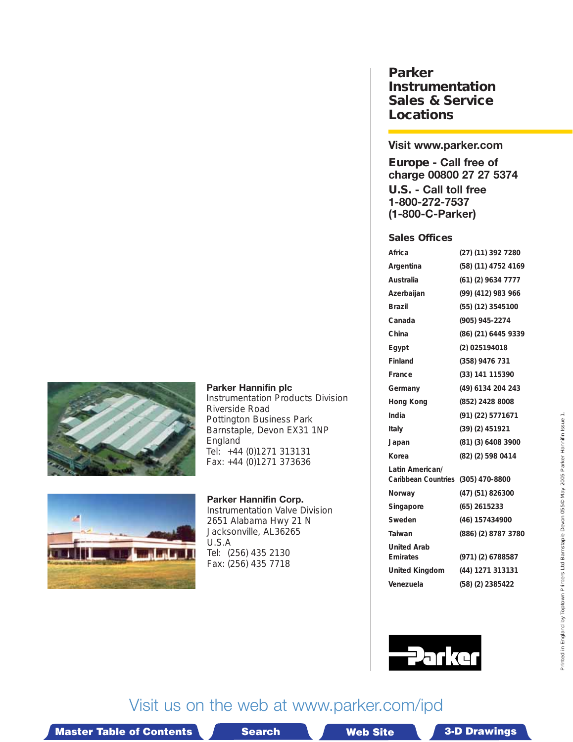# Parker Instrumentation Sales & Service Locations

**Visit www.parker.com**

**Europe - Call free of charge 00800 27 27 5374**

**U.S. - Call toll free 1-800-272-7537 (1-800-C-Parker)**

## Sales Offices

| | |
|---|---|
| Africa | (27) (11) 392 7280 |
| Argentina | (58) (11) 4752 4169 |
| Australia | (61) (2) 9634 7777 |
| Azerbaijan | (99) (412) 983 966 |
| Brazil | (55) (12) 3545100 |
| Canada | (905) 945-2274 |
| China | (86) (21) 6445 9339 |
| Egypt | (2) 025194018 |
| Finland | (358) 9476 731 |
| France | (33) 141 115390 |
| Germany | (49) 6134 204 243 |
| Hong Kong | (852) 2428 8008 |
| India | (91) (22) 5771671 |
| Italy | (39) (2) 451921 |
| Japan | (81) (3) 6408 3900 |
| Korea | (82) (2) 598 0414 |
| Latin American/ Caribbean Countries | (305) 470-8800 |
| Norway | (47) (51) 826300 |
| Singapore | (65) 2615233 |
| Sweden | (46) 157434900 |
| Taiwan | (886) (2) 8787 3780 |
| United Arab Emirates | (971) (2) 6788587 |
| United Kingdom | (44) 1271 313131 |
| Venezuela | (58) (2) 2385422 |

**Parker Hannifin plc**
Instrumentation Products Division
Riverside Road
Pottington Business Park
Barnstaple, Devon EX31 1NP
England
Tel: +44 (0)1271 313131
Fax: +44 (0)1271 373636

**Parker Hannifin Corp.**
Instrumentation Valve Division
2651 Alabama Hwy 21 N
Jacksonville, AL36265
U.S.A
Tel: (256) 435 2130
Fax: (256) 435 7718

Printed in England by Toptown Printers Ltd Barnstaple Devon 055© May 2005 Parker Hannifin Issue 1.

Visit us on the web at www.parker.com/ipd

Master Table of Contents | Search | Web Site | 3-D Drawings